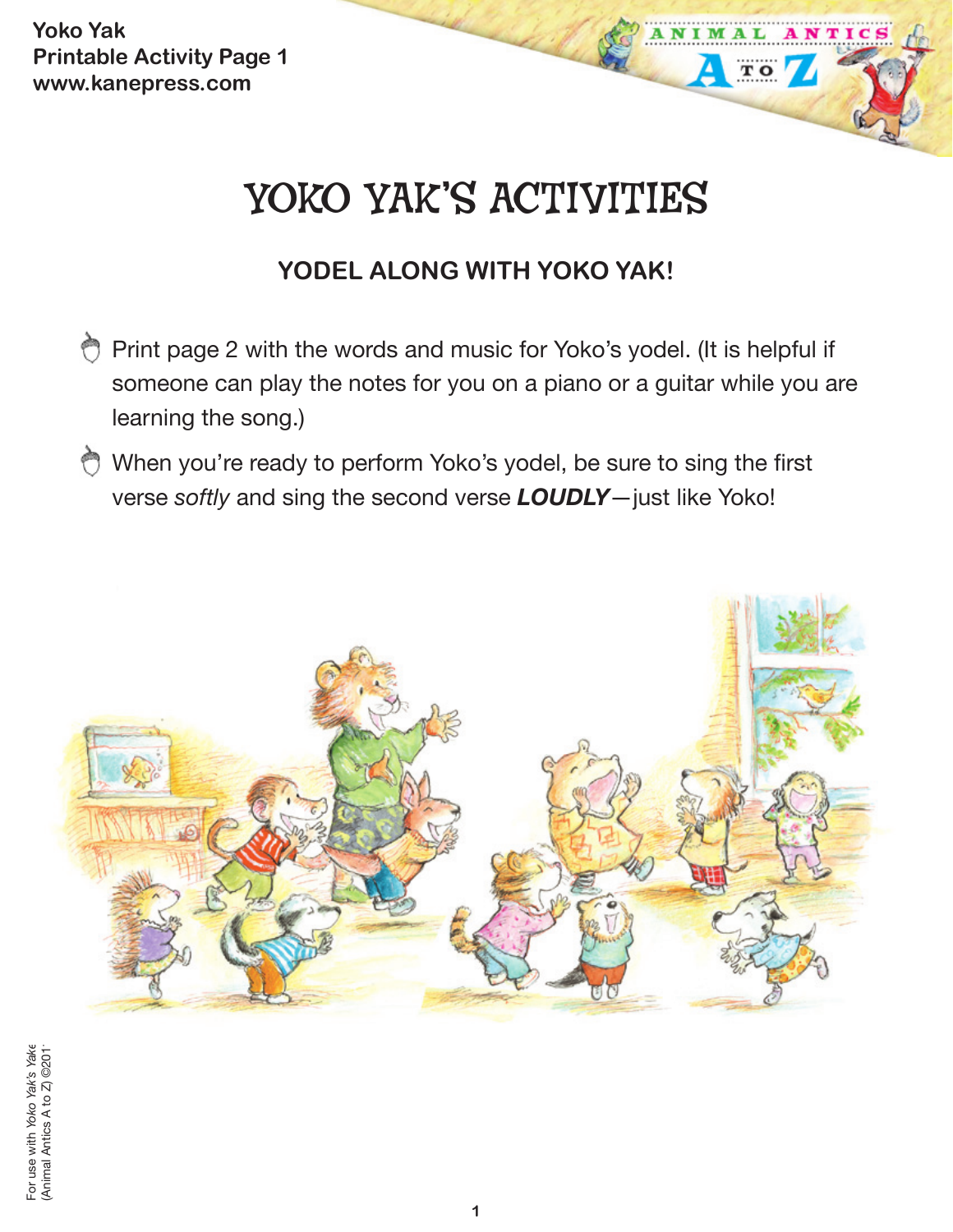Yoko Yak
Printable Activity Page 1
www.kanepress.com

# YOKO YAK'S ACTIVITIES

## YODEL ALONG WITH YOKO YAK!

- Print page 2 with the words and music for Yoko's yodel. (It is helpful if someone can play the notes for you on a piano or a guitar while you are learning the song.)
- When you're ready to perform Yoko's yodel, be sure to sing the first verse *softly* and sing the second verse ***LOUDLY***—just like Yoko!

For use with *Yoko Yak's Yake* (Animal Antics A to Z) ©201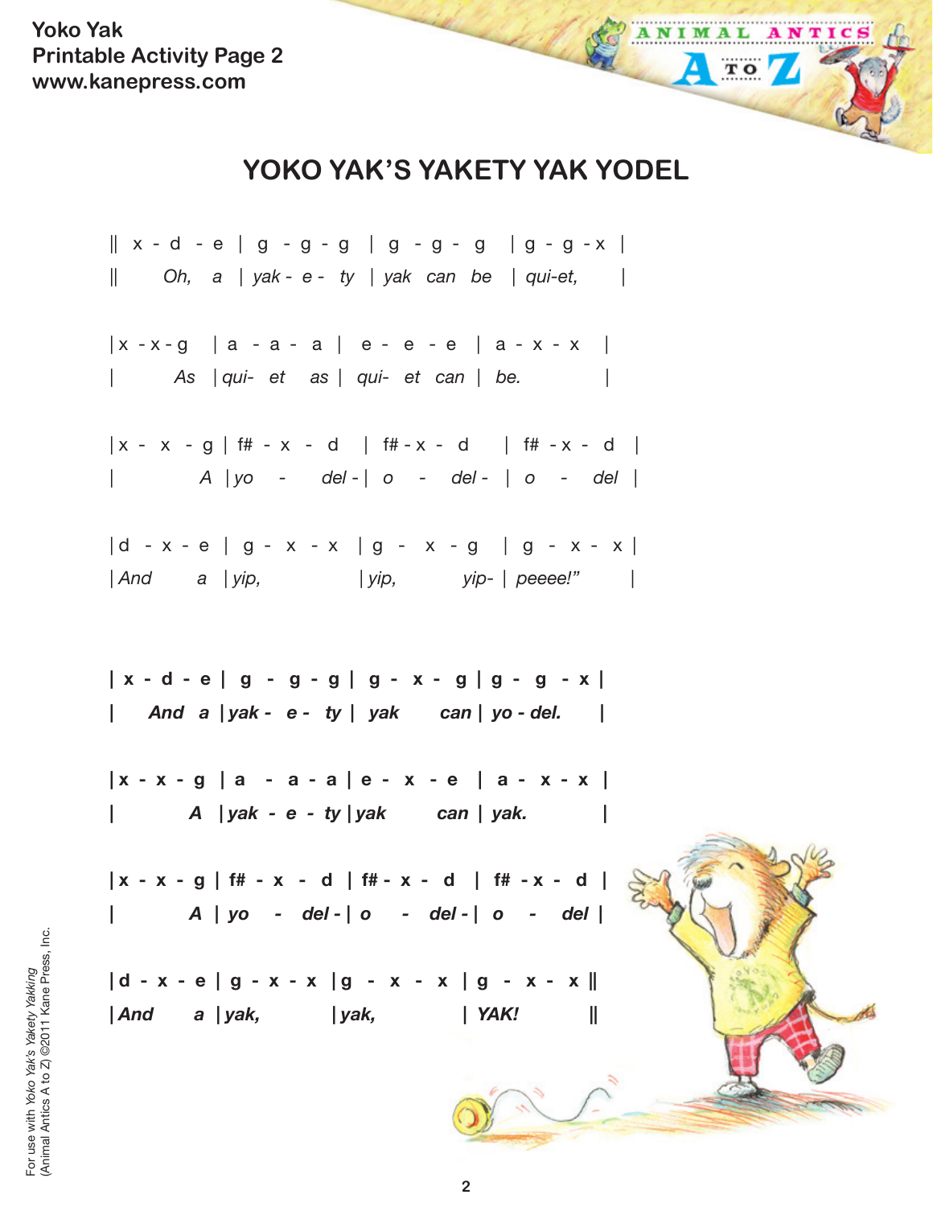# YOKO YAK'S YAKETY YAK YODEL

```
|| x - d - e | g - g - g  | g - g - g   | g - g - x |
||      Oh,   a  | yak - e -  ty  | yak  can  be   | qui-et,        |

| x - x - g   | a - a - a |  e - e - e  | a - x - x   |
|           As  | qui-  et   as |  qui-  et  can |  be.              |

| x -  x  - g | f# - x  -  d   | f# - x -  d     | f#  - x -  d  |
|             A  | yo    -     del - |  o    -    del -  |  o     -    del  |

| d  - x - e  |  g -  x  - x   | g  -   x  - g    | g  -  x -  x |
| And        a  | yip,                | yip,           yip-  | peeee!"         |
```

```
| x - d - e |  g  -  g - g |  g -  x -  g | g -  g  - x |
|     And  a | yak -  e -  ty |  yak       can | yo - del.      |

| x - x - g | a   - a - a | e -  x  - e   | a -  x - x |
|           A  | yak - e - ty | yak        can | yak.            |

| x - x - g | f# - x  -  d | f# - x -  d  | f# - x -  d |
|           A  | yo    -   del - | o     -   del - | o    -     del |

| d - x - e | g - x - x  | g  -  x  -  x  | g  -  x -  x ||
| And      a | yak,          | yak,              | YAK!            ||
```

For use with *Yoko Yak's Yakety Yakking* (Animal Antics A to Z) ©2011 Kane Press, Inc.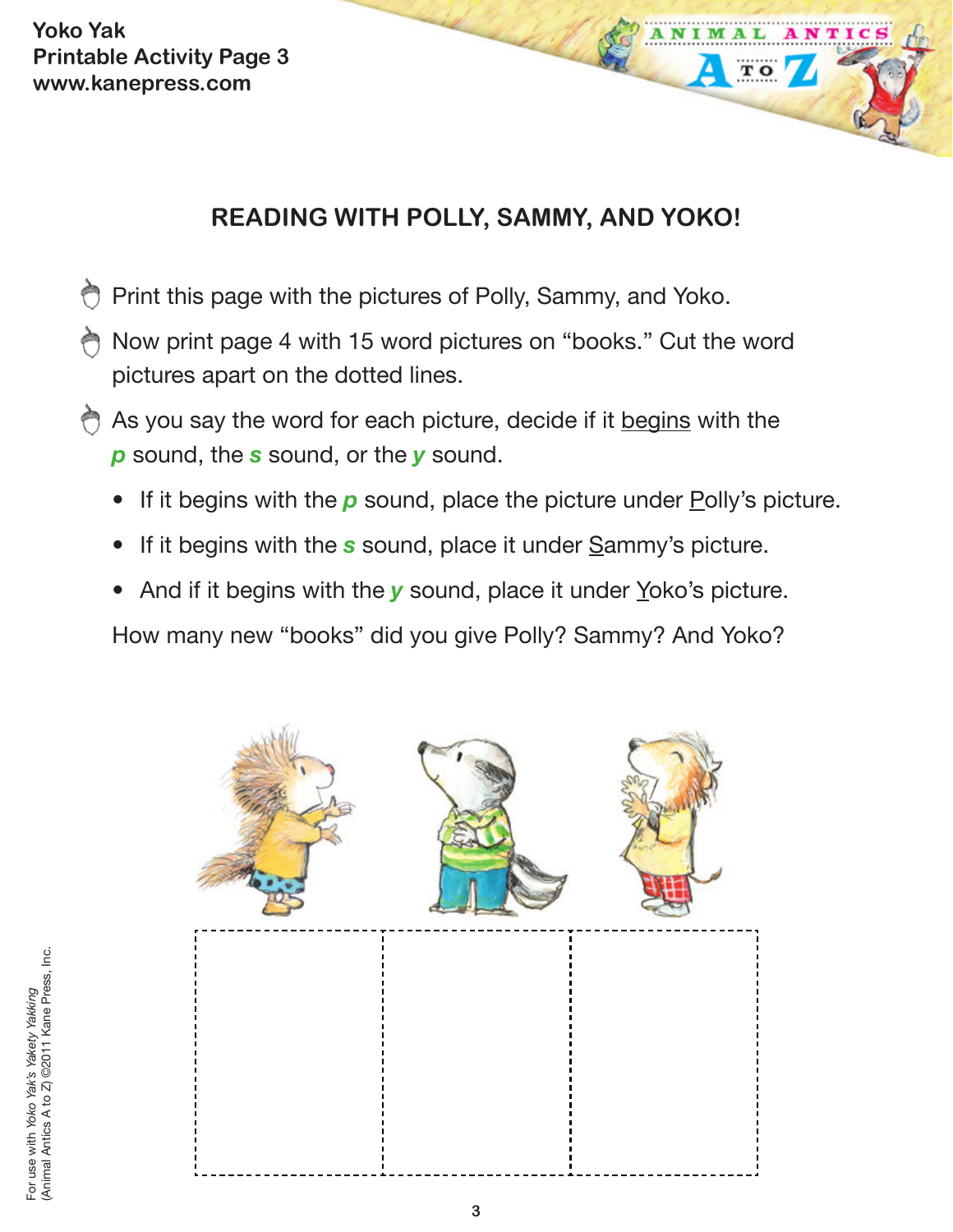Yoko Yak
Printable Activity Page 3
www.kanepress.com

## READING WITH POLLY, SAMMY, AND YOKO!

- Print this page with the pictures of Polly, Sammy, and Yoko.
- Now print page 4 with 15 word pictures on "books." Cut the word pictures apart on the dotted lines.
- As you say the word for each picture, decide if it begins with the ***p*** sound, the ***s*** sound, or the ***y*** sound.
  - If it begins with the ***p*** sound, place the picture under Polly's picture.
  - If it begins with the ***s*** sound, place it under Sammy's picture.
  - And if it begins with the ***y*** sound, place it under Yoko's picture.

  How many new "books" did you give Polly? Sammy? And Yoko?

For use with *Yoko Yak's Yakety Yakking* (Animal Antics A to Z) ©2011 Kane Press, Inc.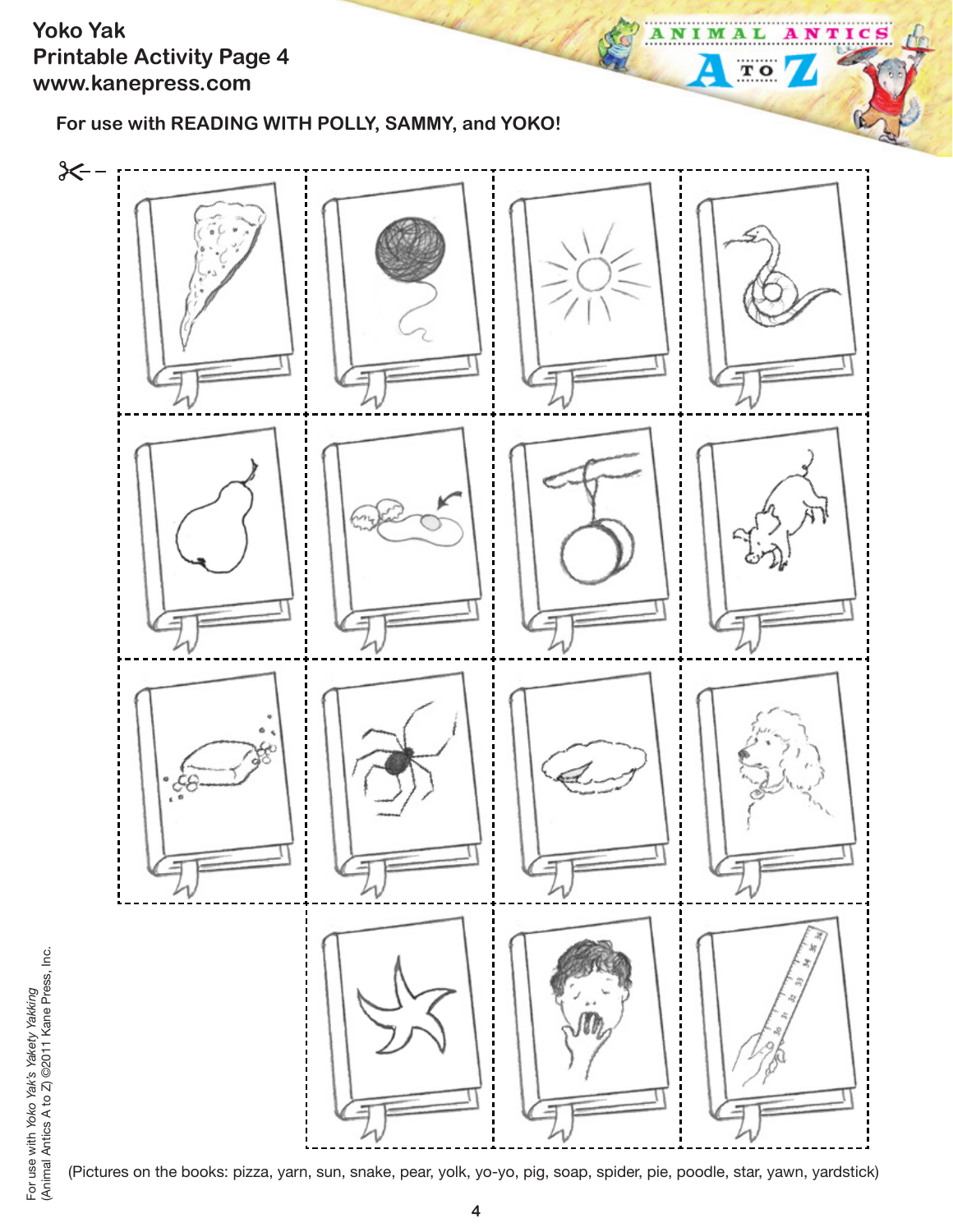**Yoko Yak**
**Printable Activity Page 4**
**www.kanepress.com**

**For use with READING WITH POLLY, SAMMY, and YOKO!**

(Pictures on the books: pizza, yarn, sun, snake, pear, yolk, yo-yo, pig, soap, spider, pie, poodle, star, yawn, yardstick)

For use with *Yoko Yak's Yakety Yakking*
(Animal Antics A to Z) ©2011 Kane Press, Inc.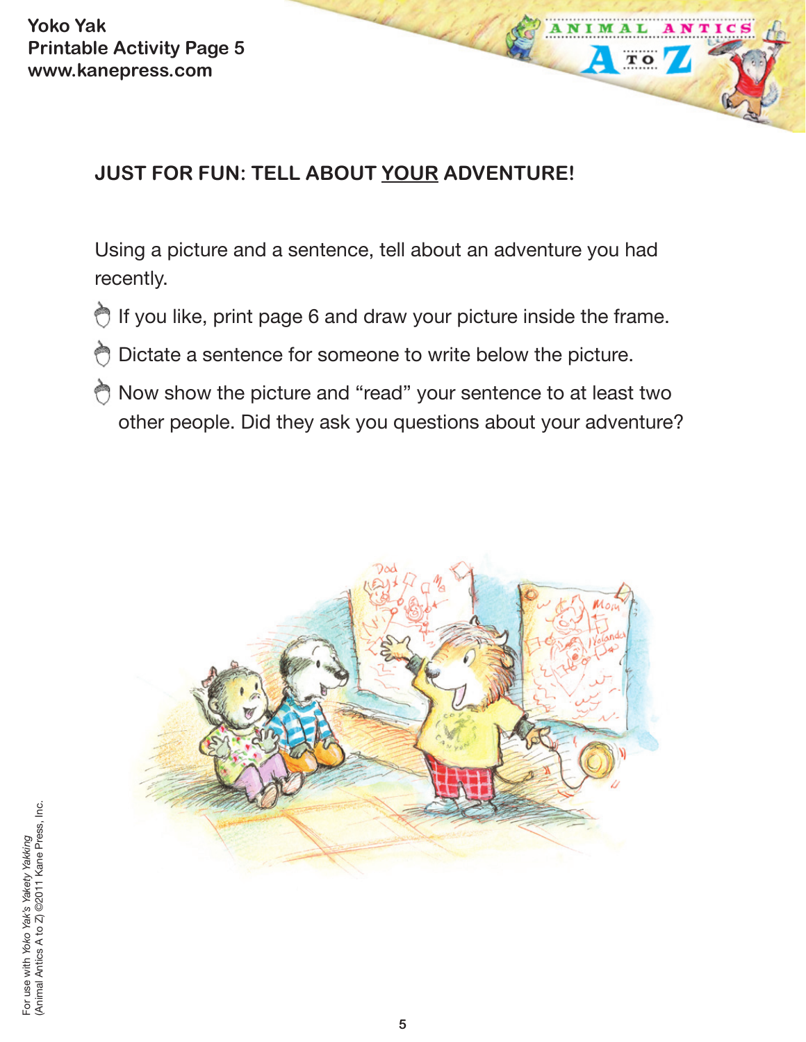Yoko Yak
Printable Activity Page 5
www.kanepress.com

## JUST FOR FUN: TELL ABOUT YOUR ADVENTURE!

Using a picture and a sentence, tell about an adventure you had recently.

- If you like, print page 6 and draw your picture inside the frame.
- Dictate a sentence for someone to write below the picture.
- Now show the picture and "read" your sentence to at least two other people. Did they ask you questions about your adventure?

For use with *Yoko Yak's Yakety Yakking* (Animal Antics A to Z) ©2011 Kane Press, Inc.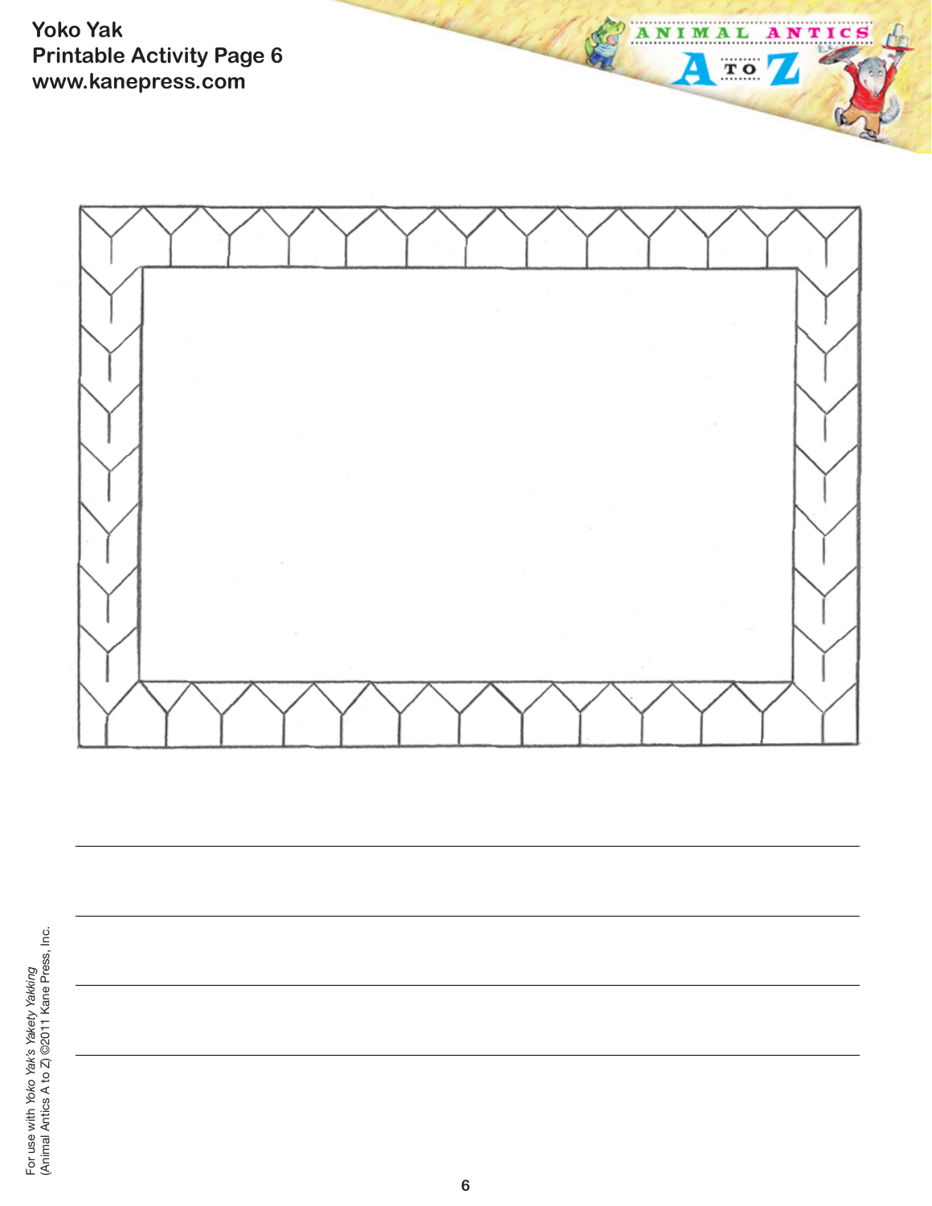Yoko Yak
Printable Activity Page 6
www.kanepress.com

For use with *Yoko Yak's Yakety Yakking*
(Animal Antics A to Z) ©2011 Kane Press, Inc.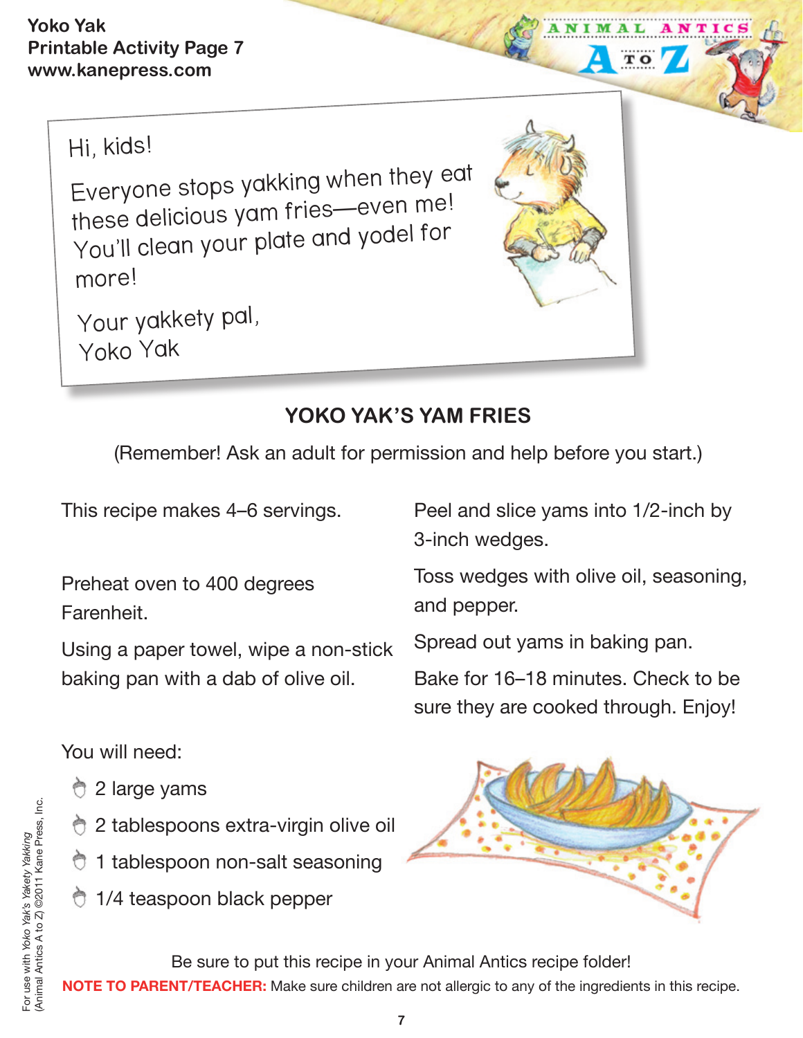Hi, kids!

Everyone stops yakking when they eat these delicious yam fries—even me! You'll clean your plate and yodel for more!

Your yakkety pal,
Yoko Yak

## YOKO YAK'S YAM FRIES

(Remember! Ask an adult for permission and help before you start.)

This recipe makes 4–6 servings.

You will need:

- 2 large yams
- 2 tablespoons extra-virgin olive oil
- 1 tablespoon non-salt seasoning
- 1/4 teaspoon black pepper

Preheat oven to 400 degrees Farenheit.

Using a paper towel, wipe a non-stick baking pan with a dab of olive oil.

Peel and slice yams into 1/2-inch by 3-inch wedges.

Toss wedges with olive oil, seasoning, and pepper.

Spread out yams in baking pan.

Bake for 16–18 minutes. Check to be sure they are cooked through. Enjoy!

Be sure to put this recipe in your Animal Antics recipe folder!

**NOTE TO PARENT/TEACHER:** Make sure children are not allergic to any of the ingredients in this recipe.

For use with *Yoko Yak's Yakety Yakking* (Animal Antics A to Z) ©2011 Kane Press, Inc.